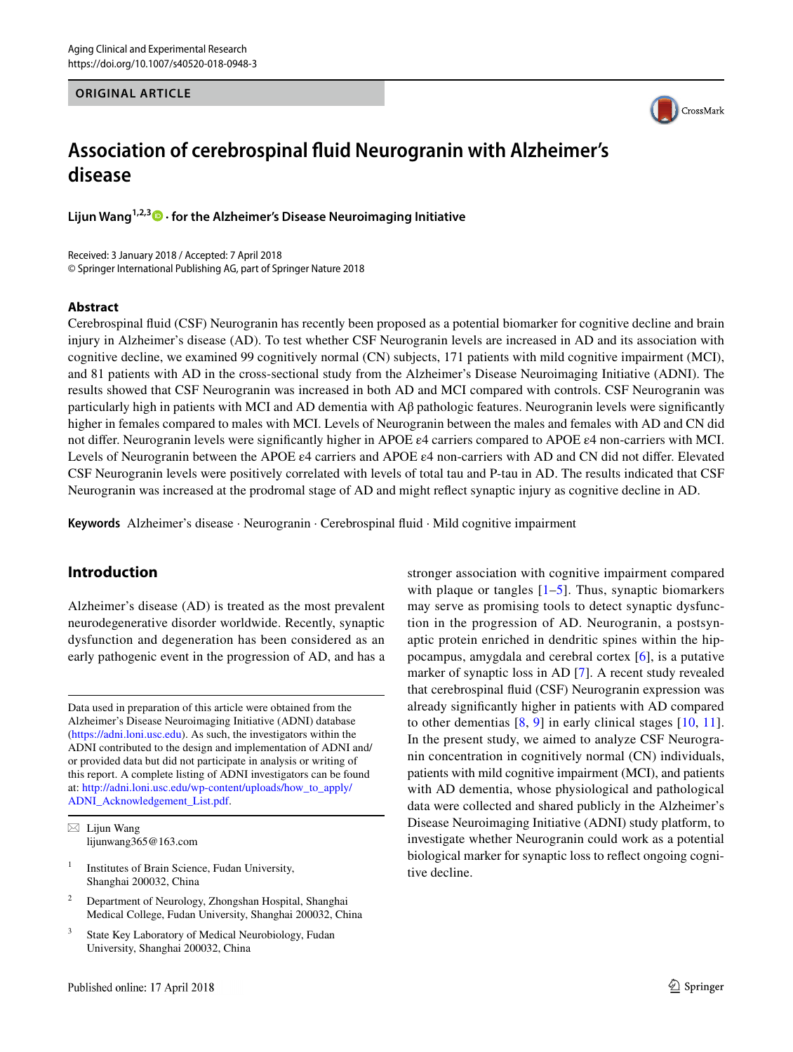ORIGINAL ARTICLE

# Association of cerebrospinal fluid Neurogranin with Alzheimer's disease

**Lijun Wang**[1,2,3] · **for the Alzheimer's Disease Neuroimaging Initiative**

Received: 3 January 2018 / Accepted: 7 April 2018
© Springer International Publishing AG, part of Springer Nature 2018

## Abstract

Cerebrospinal fluid (CSF) Neurogranin has recently been proposed as a potential biomarker for cognitive decline and brain injury in Alzheimer's disease (AD). To test whether CSF Neurogranin levels are increased in AD and its association with cognitive decline, we examined 99 cognitively normal (CN) subjects, 171 patients with mild cognitive impairment (MCI), and 81 patients with AD in the cross-sectional study from the Alzheimer's Disease Neuroimaging Initiative (ADNI). The results showed that CSF Neurogranin was increased in both AD and MCI compared with controls. CSF Neurogranin was particularly high in patients with MCI and AD dementia with Aβ pathologic features. Neurogranin levels were significantly higher in females compared to males with MCI. Levels of Neurogranin between the males and females with AD and CN did not differ. Neurogranin levels were significantly higher in APOE ε4 carriers compared to APOE ε4 non-carriers with MCI. Levels of Neurogranin between the APOE ε4 carriers and APOE ε4 non-carriers with AD and CN did not differ. Elevated CSF Neurogranin levels were positively correlated with levels of total tau and P-tau in AD. The results indicated that CSF Neurogranin was increased at the prodromal stage of AD and might reflect synaptic injury as cognitive decline in AD.

**Keywords** Alzheimer's disease · Neurogranin · Cerebrospinal fluid · Mild cognitive impairment

## Introduction

Alzheimer's disease (AD) is treated as the most prevalent neurodegenerative disorder worldwide. Recently, synaptic dysfunction and degeneration has been considered as an early pathogenic event in the progression of AD, and has a stronger association with cognitive impairment compared with plaque or tangles [1–5]. Thus, synaptic biomarkers may serve as promising tools to detect synaptic dysfunction in the progression of AD. Neurogranin, a postsynaptic protein enriched in dendritic spines within the hippocampus, amygdala and cerebral cortex [6], is a putative marker of synaptic loss in AD [7]. A recent study revealed that cerebrospinal fluid (CSF) Neurogranin expression was already significantly higher in patients with AD compared to other dementias [8, 9] in early clinical stages [10, 11]. In the present study, we aimed to analyze CSF Neurogranin concentration in cognitively normal (CN) individuals, patients with mild cognitive impairment (MCI), and patients with AD dementia, whose physiological and pathological data were collected and shared publicly in the Alzheimer's Disease Neuroimaging Initiative (ADNI) study platform, to investigate whether Neurogranin could work as a potential biological marker for synaptic loss to reflect ongoing cognitive decline.

---

Data used in preparation of this article were obtained from the Alzheimer's Disease Neuroimaging Initiative (ADNI) database (https://adni.loni.usc.edu). As such, the investigators within the ADNI contributed to the design and implementation of ADNI and/or provided data but did not participate in analysis or writing of this report. A complete listing of ADNI investigators can be found at: http://adni.loni.usc.edu/wp-content/uploads/how_to_apply/ADNI_Acknowledgement_List.pdf.

✉ Lijun Wang
lijunwang365@163.com

[1] Institutes of Brain Science, Fudan University, Shanghai 200032, China

[2] Department of Neurology, Zhongshan Hospital, Shanghai Medical College, Fudan University, Shanghai 200032, China

[3] State Key Laboratory of Medical Neurobiology, Fudan University, Shanghai 200032, China

Published online: 17 April 2018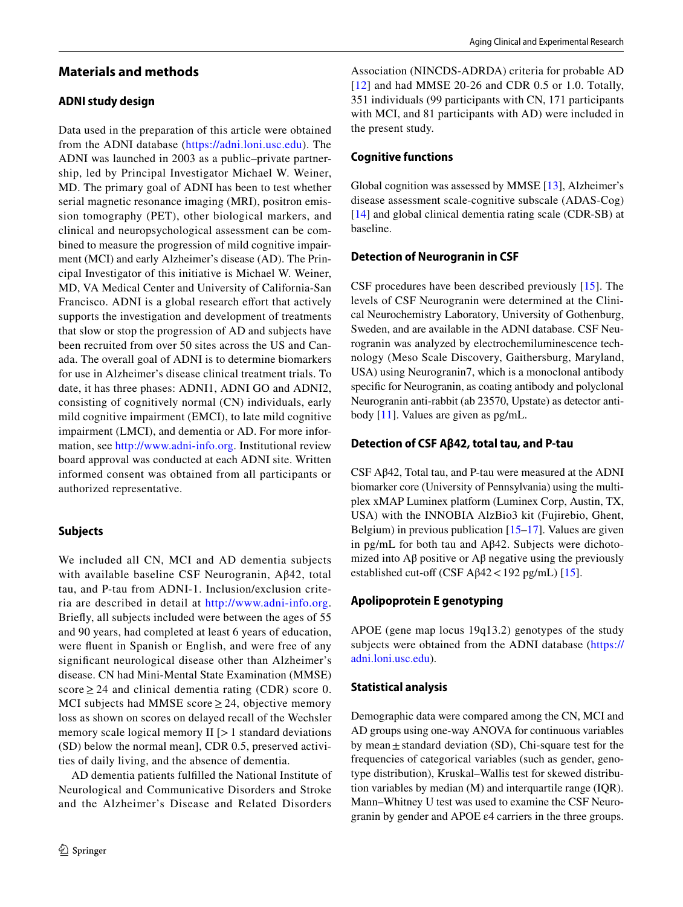## Materials and methods

### ADNI study design

Data used in the preparation of this article were obtained from the ADNI database (https://adni.loni.usc.edu). The ADNI was launched in 2003 as a public–private partnership, led by Principal Investigator Michael W. Weiner, MD. The primary goal of ADNI has been to test whether serial magnetic resonance imaging (MRI), positron emission tomography (PET), other biological markers, and clinical and neuropsychological assessment can be combined to measure the progression of mild cognitive impairment (MCI) and early Alzheimer's disease (AD). The Principal Investigator of this initiative is Michael W. Weiner, MD, VA Medical Center and University of California-San Francisco. ADNI is a global research effort that actively supports the investigation and development of treatments that slow or stop the progression of AD and subjects have been recruited from over 50 sites across the US and Canada. The overall goal of ADNI is to determine biomarkers for use in Alzheimer's disease clinical treatment trials. To date, it has three phases: ADNI1, ADNI GO and ADNI2, consisting of cognitively normal (CN) individuals, early mild cognitive impairment (EMCI), to late mild cognitive impairment (LMCI), and dementia or AD. For more information, see http://www.adni-info.org. Institutional review board approval was conducted at each ADNI site. Written informed consent was obtained from all participants or authorized representative.

### Subjects

We included all CN, MCI and AD dementia subjects with available baseline CSF Neurogranin, Aβ42, total tau, and P-tau from ADNI-1. Inclusion/exclusion criteria are described in detail at http://www.adni-info.org. Briefly, all subjects included were between the ages of 55 and 90 years, had completed at least 6 years of education, were fluent in Spanish or English, and were free of any significant neurological disease other than Alzheimer's disease. CN had Mini-Mental State Examination (MMSE) score ≥ 24 and clinical dementia rating (CDR) score 0. MCI subjects had MMSE score ≥ 24, objective memory loss as shown on scores on delayed recall of the Wechsler memory scale logical memory II [> 1 standard deviations (SD) below the normal mean], CDR 0.5, preserved activities of daily living, and the absence of dementia.

AD dementia patients fulfilled the National Institute of Neurological and Communicative Disorders and Stroke and the Alzheimer's Disease and Related Disorders Association (NINCDS-ADRDA) criteria for probable AD [12] and had MMSE 20-26 and CDR 0.5 or 1.0. Totally, 351 individuals (99 participants with CN, 171 participants with MCI, and 81 participants with AD) were included in the present study.

### Cognitive functions

Global cognition was assessed by MMSE [13], Alzheimer's disease assessment scale-cognitive subscale (ADAS-Cog) [14] and global clinical dementia rating scale (CDR-SB) at baseline.

### Detection of Neurogranin in CSF

CSF procedures have been described previously [15]. The levels of CSF Neurogranin were determined at the Clinical Neurochemistry Laboratory, University of Gothenburg, Sweden, and are available in the ADNI database. CSF Neurogranin was analyzed by electrochemiluminescence technology (Meso Scale Discovery, Gaithersburg, Maryland, USA) using Neurogranin7, which is a monoclonal antibody specific for Neurogranin, as coating antibody and polyclonal Neurogranin anti-rabbit (ab 23570, Upstate) as detector antibody [11]. Values are given as pg/mL.

### Detection of CSF Aβ42, total tau, and P-tau

CSF Aβ42, Total tau, and P-tau were measured at the ADNI biomarker core (University of Pennsylvania) using the multiplex xMAP Luminex platform (Luminex Corp, Austin, TX, USA) with the INNOBIA AlzBio3 kit (Fujirebio, Ghent, Belgium) in previous publication [15–17]. Values are given in pg/mL for both tau and Aβ42. Subjects were dichotomized into Aβ positive or Aβ negative using the previously established cut-off (CSF Aβ42 < 192 pg/mL) [15].

### Apolipoprotein E genotyping

APOE (gene map locus 19q13.2) genotypes of the study subjects were obtained from the ADNI database (https://adni.loni.usc.edu).

### Statistical analysis

Demographic data were compared among the CN, MCI and AD groups using one-way ANOVA for continuous variables by mean ± standard deviation (SD), Chi-square test for the frequencies of categorical variables (such as gender, genotype distribution), Kruskal–Wallis test for skewed distribution variables by median (M) and interquartile range (IQR). Mann–Whitney U test was used to examine the CSF Neurogranin by gender and APOE ε4 carriers in the three groups.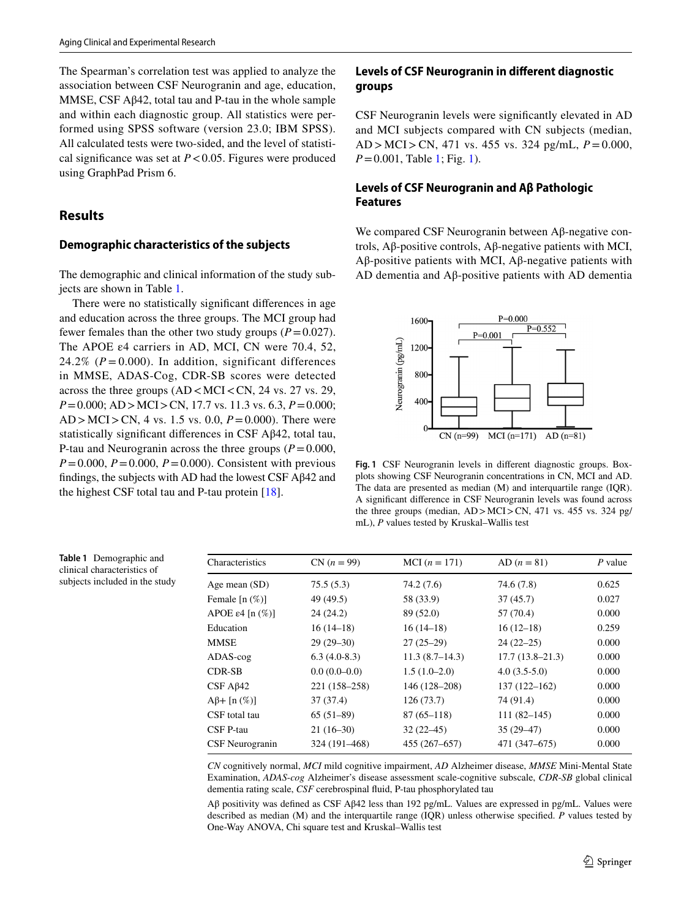The Spearman's correlation test was applied to analyze the association between CSF Neurogranin and age, education, MMSE, CSF Aβ42, total tau and P-tau in the whole sample and within each diagnostic group. All statistics were performed using SPSS software (version 23.0; IBM SPSS). All calculated tests were two-sided, and the level of statistical significance was set at $P < 0.05$. Figures were produced using GraphPad Prism 6.

## Results

### Demographic characteristics of the subjects

The demographic and clinical information of the study subjects are shown in Table 1.

There were no statistically significant differences in age and education across the three groups. The MCI group had fewer females than the other two study groups ($P = 0.027$). The APOE ε4 carriers in AD, MCI, CN were 70.4, 52, 24.2% ($P = 0.000$). In addition, significant differences in MMSE, ADAS-Cog, CDR-SB scores were detected across the three groups (AD < MCI < CN, 24 vs. 27 vs. 29, $P = 0.000$; AD > MCI > CN, 17.7 vs. 11.3 vs. 6.3, $P = 0.000$; AD > MCI > CN, 4 vs. 1.5 vs. 0.0, $P = 0.000$). There were statistically significant differences in CSF Aβ42, total tau, P-tau and Neurogranin across the three groups ($P = 0.000$, $P = 0.000$, $P = 0.000$, $P = 0.000$). Consistent with previous findings, the subjects with AD had the lowest CSF Aβ42 and the highest CSF total tau and P-tau protein [18].

### Levels of CSF Neurogranin in different diagnostic groups

CSF Neurogranin levels were significantly elevated in AD and MCI subjects compared with CN subjects (median, AD > MCI > CN, 471 vs. 455 vs. 324 pg/mL, $P = 0.000$, $P = 0.001$, Table 1; Fig. 1).

### Levels of CSF Neurogranin and Aβ Pathologic Features

We compared CSF Neurogranin between Aβ-negative controls, Aβ-positive controls, Aβ-negative patients with MCI, Aβ-positive patients with MCI, Aβ-negative patients with AD dementia and Aβ-positive patients with AD dementia

**Fig. 1** CSF Neurogranin levels in different diagnostic groups. Boxplots showing CSF Neurogranin concentrations in CN, MCI and AD. The data are presented as median (M) and interquartile range (IQR). A significant difference in CSF Neurogranin levels was found across the three groups (median, AD > MCI > CN, 471 vs. 455 vs. 324 pg/mL), *P* values tested by Kruskal–Wallis test

**Table 1** Demographic and clinical characteristics of subjects included in the study

| Characteristics | CN (*n* = 99) | MCI (*n* = 171) | AD (*n* = 81) | *P* value |
|---|---|---|---|---|
| Age mean (SD) | 75.5 (5.3) | 74.2 (7.6) | 74.6 (7.8) | 0.625 |
| Female [n (%)] | 49 (49.5) | 58 (33.9) | 37 (45.7) | 0.027 |
| APOE ε4 [n (%)] | 24 (24.2) | 89 (52.0) | 57 (70.4) | 0.000 |
| Education | 16 (14–18) | 16 (14–18) | 16 (12–18) | 0.259 |
| MMSE | 29 (29–30) | 27 (25–29) | 24 (22–25) | 0.000 |
| ADAS-cog | 6.3 (4.0-8.3) | 11.3 (8.7–14.3) | 17.7 (13.8–21.3) | 0.000 |
| CDR-SB | 0.0 (0.0–0.0) | 1.5 (1.0–2.0) | 4.0 (3.5-5.0) | 0.000 |
| CSF Aβ42 | 221 (158–258) | 146 (128–208) | 137 (122–162) | 0.000 |
| Aβ+ [n (%)] | 37 (37.4) | 126 (73.7) | 74 (91.4) | 0.000 |
| CSF total tau | 65 (51–89) | 87 (65–118) | 111 (82–145) | 0.000 |
| CSF P-tau | 21 (16–30) | 32 (22–45) | 35 (29–47) | 0.000 |
| CSF Neurogranin | 324 (191–468) | 455 (267–657) | 471 (347–675) | 0.000 |

*CN* cognitively normal, *MCI* mild cognitive impairment, *AD* Alzheimer disease, *MMSE* Mini-Mental State Examination, *ADAS-cog* Alzheimer's disease assessment scale-cognitive subscale, *CDR-SB* global clinical dementia rating scale, *CSF* cerebrospinal fluid, P-tau phosphorylated tau

Aβ positivity was defined as CSF Aβ42 less than 192 pg/mL. Values are expressed in pg/mL. Values were described as median (M) and the interquartile range (IQR) unless otherwise specified. *P* values tested by One-Way ANOVA, Chi square test and Kruskal–Wallis test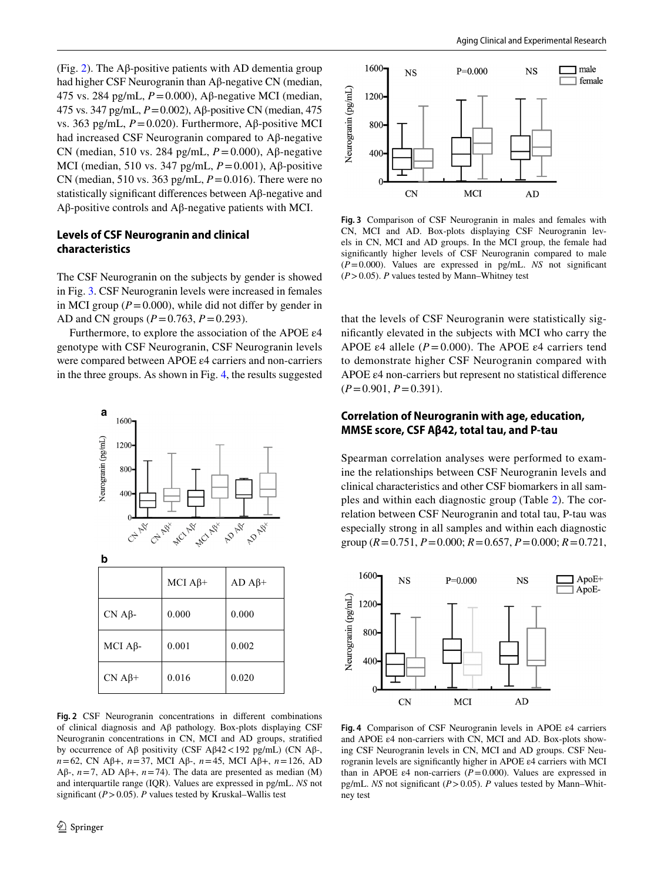(Fig. 2). The Aβ-positive patients with AD dementia group had higher CSF Neurogranin than Aβ-negative CN (median, 475 vs. 284 pg/mL, $P=0.000$), Aβ-negative MCI (median, 475 vs. 347 pg/mL, $P=0.002$), Aβ-positive CN (median, 475 vs. 363 pg/mL, $P=0.020$). Furthermore, Aβ-positive MCI had increased CSF Neurogranin compared to Aβ-negative CN (median, 510 vs. 284 pg/mL, $P=0.000$), Aβ-negative MCI (median, 510 vs. 347 pg/mL, $P=0.001$), Aβ-positive CN (median, 510 vs. 363 pg/mL, $P=0.016$). There were no statistically significant differences between Aβ-negative and Aβ-positive controls and Aβ-negative patients with MCI.

**b**

| | MCI Aβ+ | AD Aβ+ |
|---|---|---|
| CN Aβ- | 0.000 | 0.000 |
| MCI Aβ- | 0.001 | 0.002 |
| CN Aβ+ | 0.016 | 0.020 |

**Fig. 2** CSF Neurogranin concentrations in different combinations of clinical diagnosis and Aβ pathology. Box-plots displaying CSF Neurogranin concentrations in CN, MCI and AD groups, stratified by occurrence of Aβ positivity (CSF Aβ42 < 192 pg/mL) (CN Aβ-, $n=62$, CN Aβ+, $n=37$, MCI Aβ-, $n=45$, MCI Aβ+, $n=126$, AD Aβ-, $n=7$, AD Aβ+, $n=74$). The data are presented as median (M) and interquartile range (IQR). Values are expressed in pg/mL. *NS* not significant ($P>0.05$). *P* values tested by Kruskal–Wallis test

## Levels of CSF Neurogranin and clinical characteristics

The CSF Neurogranin on the subjects by gender is showed in Fig. 3. CSF Neurogranin levels were increased in females in MCI group ($P=0.000$), while did not differ by gender in AD and CN groups ($P=0.763$, $P=0.293$).

Furthermore, to explore the association of the APOE ε4 genotype with CSF Neurogranin, CSF Neurogranin levels were compared between APOE ε4 carriers and non-carriers in the three groups. As shown in Fig. 4, the results suggested that the levels of CSF Neurogranin were statistically significantly elevated in the subjects with MCI who carry the APOE ε4 allele ($P=0.000$). The APOE ε4 carriers tend to demonstrate higher CSF Neurogranin compared with APOE ε4 non-carriers but represent no statistical difference ($P=0.901$, $P=0.391$).

**Fig. 3** Comparison of CSF Neurogranin in males and females with CN, MCI and AD. Box-plots displaying CSF Neurogranin levels in CN, MCI and AD groups. In the MCI group, the female had significantly higher levels of CSF Neurogranin compared to male ($P=0.000$). Values are expressed in pg/mL. *NS* not significant ($P>0.05$). *P* values tested by Mann–Whitney test

## Correlation of Neurogranin with age, education, MMSE score, CSF Aβ42, total tau, and P-tau

Spearman correlation analyses were performed to examine the relationships between CSF Neurogranin levels and clinical characteristics and other CSF biomarkers in all samples and within each diagnostic group (Table 2). The correlation between CSF Neurogranin and total tau, P-tau was especially strong in all samples and within each diagnostic group ($R=0.751$, $P=0.000$; $R=0.657$, $P=0.000$; $R=0.721$,

**Fig. 4** Comparison of CSF Neurogranin levels in APOE ε4 carriers and APOE ε4 non-carriers with CN, MCI and AD. Box-plots showing CSF Neurogranin levels in CN, MCI and AD groups. CSF Neurogranin levels are significantly higher in APOE ε4 carriers with MCI than in APOE ε4 non-carriers ($P=0.000$). Values are expressed in pg/mL. *NS* not significant ($P>0.05$). *P* values tested by Mann–Whitney test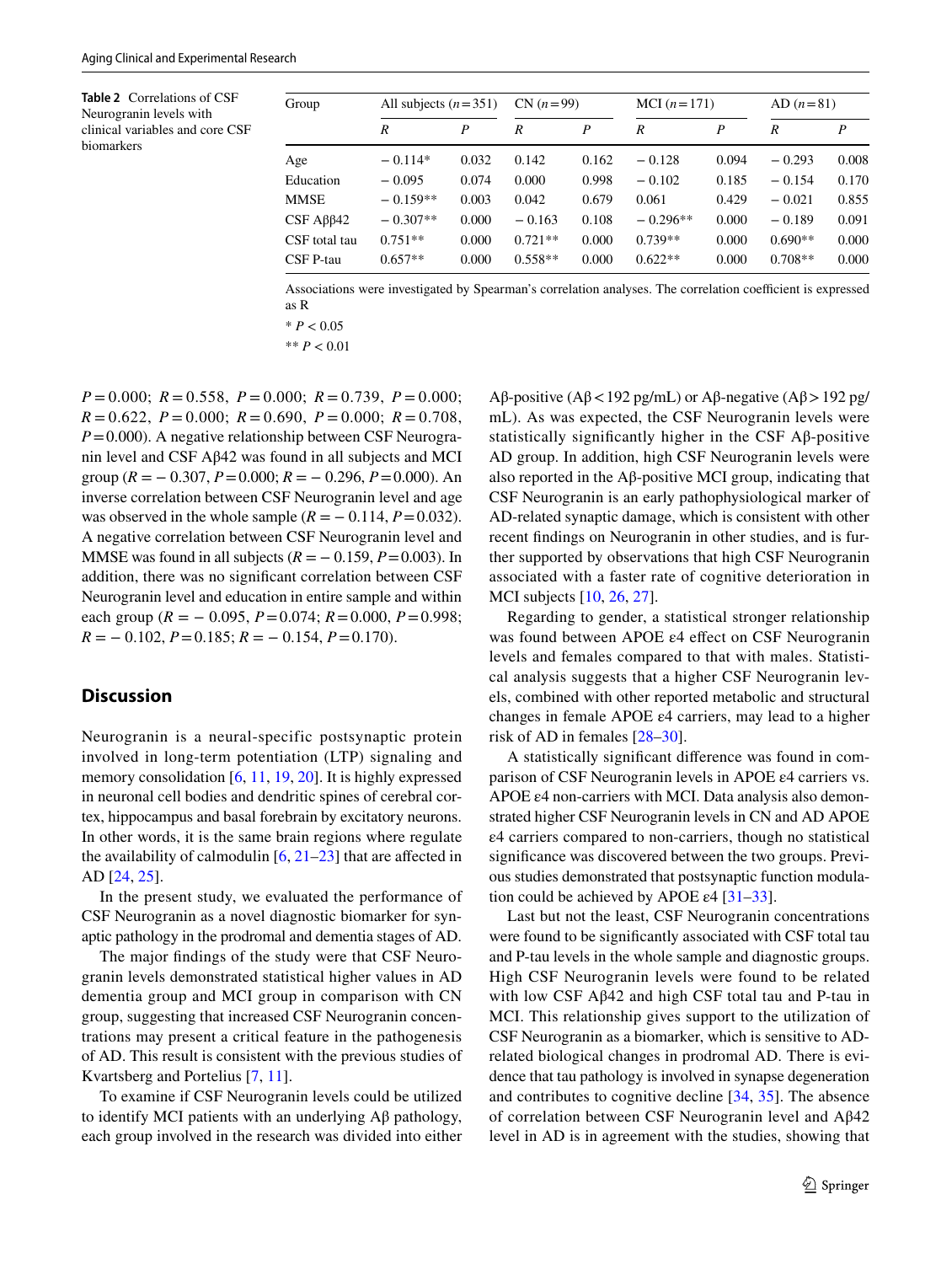**Table 2** Correlations of CSF Neurogranin levels with clinical variables and core CSF biomarkers

| Group | All subjects ($n=351$) | | CN ($n=99$) | | MCI ($n=171$) | | AD ($n=81$) | |
|---|---|---|---|---|---|---|---|---|
| | *R* | *P* | *R* | *P* | *R* | *P* | *R* | *P* |
| Age | − 0.114* | 0.032 | 0.142 | 0.162 | − 0.128 | 0.094 | − 0.293 | 0.008 |
| Education | − 0.095 | 0.074 | 0.000 | 0.998 | − 0.102 | 0.185 | − 0.154 | 0.170 |
| MMSE | − 0.159** | 0.003 | 0.042 | 0.679 | 0.061 | 0.429 | − 0.021 | 0.855 |
| CSF Aββ42 | − 0.307** | 0.000 | − 0.163 | 0.108 | − 0.296** | 0.000 | − 0.189 | 0.091 |
| CSF total tau | 0.751** | 0.000 | 0.721** | 0.000 | 0.739** | 0.000 | 0.690** | 0.000 |
| CSF P-tau | 0.657** | 0.000 | 0.558** | 0.000 | 0.622** | 0.000 | 0.708** | 0.000 |

Associations were investigated by Spearman's correlation analyses. The correlation coefficient is expressed as R

* $P < 0.05$

** $P < 0.01$

$P=0.000$; $R=0.558$, $P=0.000$; $R=0.739$, $P=0.000$; $R=0.622$, $P=0.000$; $R=0.690$, $P=0.000$; $R=0.708$, $P=0.000$). A negative relationship between CSF Neurogranin level and CSF Aβ42 was found in all subjects and MCI group ($R=-0.307$, $P=0.000$; $R=-0.296$, $P=0.000$). An inverse correlation between CSF Neurogranin level and age was observed in the whole sample ($R=-0.114$, $P=0.032$). A negative correlation between CSF Neurogranin level and MMSE was found in all subjects ($R=-0.159$, $P=0.003$). In addition, there was no significant correlation between CSF Neurogranin level and education in entire sample and within each group ($R=-0.095$, $P=0.074$; $R=0.000$, $P=0.998$; $R=-0.102$, $P=0.185$; $R=-0.154$, $P=0.170$).

## Discussion

Neurogranin is a neural-specific postsynaptic protein involved in long-term potentiation (LTP) signaling and memory consolidation [6, 11, 19, 20]. It is highly expressed in neuronal cell bodies and dendritic spines of cerebral cortex, hippocampus and basal forebrain by excitatory neurons. In other words, it is the same brain regions where regulate the availability of calmodulin [6, 21–23] that are affected in AD [24, 25].

In the present study, we evaluated the performance of CSF Neurogranin as a novel diagnostic biomarker for synaptic pathology in the prodromal and dementia stages of AD.

The major findings of the study were that CSF Neurogranin levels demonstrated statistical higher values in AD dementia group and MCI group in comparison with CN group, suggesting that increased CSF Neurogranin concentrations may present a critical feature in the pathogenesis of AD. This result is consistent with the previous studies of Kvartsberg and Portelius [7, 11].

To examine if CSF Neurogranin levels could be utilized to identify MCI patients with an underlying Aβ pathology, each group involved in the research was divided into either Aβ-positive (Aβ < 192 pg/mL) or Aβ-negative (Aβ > 192 pg/mL). As was expected, the CSF Neurogranin levels were statistically significantly higher in the CSF Aβ-positive AD group. In addition, high CSF Neurogranin levels were also reported in the Aβ-positive MCI group, indicating that CSF Neurogranin is an early pathophysiological marker of AD-related synaptic damage, which is consistent with other recent findings on Neurogranin in other studies, and is further supported by observations that high CSF Neurogranin associated with a faster rate of cognitive deterioration in MCI subjects [10, 26, 27].

Regarding to gender, a statistical stronger relationship was found between APOE ε4 effect on CSF Neurogranin levels and females compared to that with males. Statistical analysis suggests that a higher CSF Neurogranin levels, combined with other reported metabolic and structural changes in female APOE ε4 carriers, may lead to a higher risk of AD in females [28–30].

A statistically significant difference was found in comparison of CSF Neurogranin levels in APOE ε4 carriers vs. APOE ε4 non-carriers with MCI. Data analysis also demonstrated higher CSF Neurogranin levels in CN and AD APOE ε4 carriers compared to non-carriers, though no statistical significance was discovered between the two groups. Previous studies demonstrated that postsynaptic function modulation could be achieved by APOE ε4 [31–33].

Last but not the least, CSF Neurogranin concentrations were found to be significantly associated with CSF total tau and P-tau levels in the whole sample and diagnostic groups. High CSF Neurogranin levels were found to be related with low CSF Aβ42 and high CSF total tau and P-tau in MCI. This relationship gives support to the utilization of CSF Neurogranin as a biomarker, which is sensitive to AD-related biological changes in prodromal AD. There is evidence that tau pathology is involved in synapse degeneration and contributes to cognitive decline [34, 35]. The absence of correlation between CSF Neurogranin level and Aβ42 level in AD is in agreement with the studies, showing that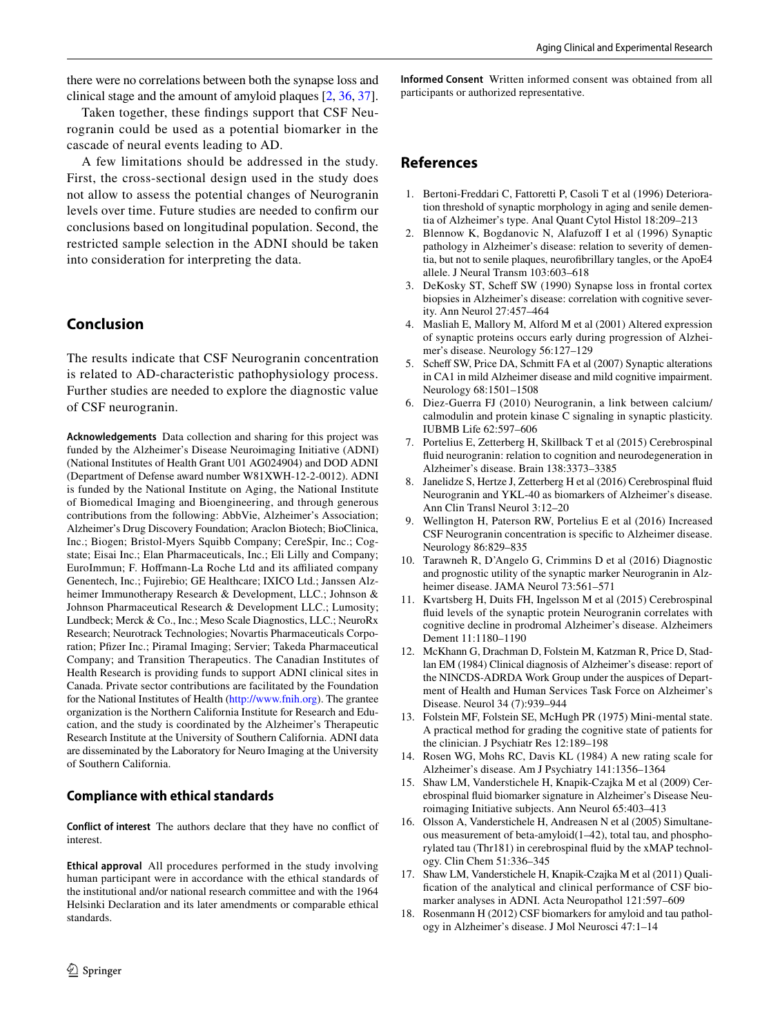there were no correlations between both the synapse loss and clinical stage and the amount of amyloid plaques [2, 36, 37].

Taken together, these findings support that CSF Neurogranin could be used as a potential biomarker in the cascade of neural events leading to AD.

A few limitations should be addressed in the study. First, the cross-sectional design used in the study does not allow to assess the potential changes of Neurogranin levels over time. Future studies are needed to confirm our conclusions based on longitudinal population. Second, the restricted sample selection in the ADNI should be taken into consideration for interpreting the data.

## Conclusion

The results indicate that CSF Neurogranin concentration is related to AD-characteristic pathophysiology process. Further studies are needed to explore the diagnostic value of CSF neurogranin.

**Acknowledgements** Data collection and sharing for this project was funded by the Alzheimer's Disease Neuroimaging Initiative (ADNI) (National Institutes of Health Grant U01 AG024904) and DOD ADNI (Department of Defense award number W81XWH-12-2-0012). ADNI is funded by the National Institute on Aging, the National Institute of Biomedical Imaging and Bioengineering, and through generous contributions from the following: AbbVie, Alzheimer's Association; Alzheimer's Drug Discovery Foundation; Araclon Biotech; BioClinica, Inc.; Biogen; Bristol-Myers Squibb Company; CereSpir, Inc.; Cogstate; Eisai Inc.; Elan Pharmaceuticals, Inc.; Eli Lilly and Company; EuroImmun; F. Hoffmann-La Roche Ltd and its affiliated company Genentech, Inc.; Fujirebio; GE Healthcare; IXICO Ltd.; Janssen Alzheimer Immunotherapy Research & Development, LLC.; Johnson & Johnson Pharmaceutical Research & Development LLC.; Lumosity; Lundbeck; Merck & Co., Inc.; Meso Scale Diagnostics, LLC.; NeuroRx Research; Neurotrack Technologies; Novartis Pharmaceuticals Corporation; Pfizer Inc.; Piramal Imaging; Servier; Takeda Pharmaceutical Company; and Transition Therapeutics. The Canadian Institutes of Health Research is providing funds to support ADNI clinical sites in Canada. Private sector contributions are facilitated by the Foundation for the National Institutes of Health (http://www.fnih.org). The grantee organization is the Northern California Institute for Research and Education, and the study is coordinated by the Alzheimer's Therapeutic Research Institute at the University of Southern California. ADNI data are disseminated by the Laboratory for Neuro Imaging at the University of Southern California.

### Compliance with ethical standards

**Conflict of interest** The authors declare that they have no conflict of interest.

**Ethical approval** All procedures performed in the study involving human participant were in accordance with the ethical standards of the institutional and/or national research committee and with the 1964 Helsinki Declaration and its later amendments or comparable ethical standards.

**Informed Consent** Written informed consent was obtained from all participants or authorized representative.

## References

1. Bertoni-Freddari C, Fattoretti P, Casoli T et al (1996) Deterioration threshold of synaptic morphology in aging and senile dementia of Alzheimer's type. Anal Quant Cytol Histol 18:209–213
2. Blennow K, Bogdanovic N, Alafuzoff I et al (1996) Synaptic pathology in Alzheimer's disease: relation to severity of dementia, but not to senile plaques, neurofibrillary tangles, or the ApoE4 allele. J Neural Transm 103:603–618
3. DeKosky ST, Scheff SW (1990) Synapse loss in frontal cortex biopsies in Alzheimer's disease: correlation with cognitive severity. Ann Neurol 27:457–464
4. Masliah E, Mallory M, Alford M et al (2001) Altered expression of synaptic proteins occurs early during progression of Alzheimer's disease. Neurology 56:127–129
5. Scheff SW, Price DA, Schmitt FA et al (2007) Synaptic alterations in CA1 in mild Alzheimer disease and mild cognitive impairment. Neurology 68:1501–1508
6. Diez-Guerra FJ (2010) Neurogranin, a link between calcium/calmodulin and protein kinase C signaling in synaptic plasticity. IUBMB Life 62:597–606
7. Portelius E, Zetterberg H, Skillback T et al (2015) Cerebrospinal fluid neurogranin: relation to cognition and neurodegeneration in Alzheimer's disease. Brain 138:3373–3385
8. Janelidze S, Hertze J, Zetterberg H et al (2016) Cerebrospinal fluid Neurogranin and YKL-40 as biomarkers of Alzheimer's disease. Ann Clin Transl Neurol 3:12–20
9. Wellington H, Paterson RW, Portelius E et al (2016) Increased CSF Neurogranin concentration is specific to Alzheimer disease. Neurology 86:829–835
10. Tarawneh R, D'Angelo G, Crimmins D et al (2016) Diagnostic and prognostic utility of the synaptic marker Neurogranin in Alzheimer disease. JAMA Neurol 73:561–571
11. Kvartsberg H, Duits FH, Ingelsson M et al (2015) Cerebrospinal fluid levels of the synaptic protein Neurogranin correlates with cognitive decline in prodromal Alzheimer's disease. Alzheimers Dement 11:1180–1190
12. McKhann G, Drachman D, Folstein M, Katzman R, Price D, Stadlan EM (1984) Clinical diagnosis of Alzheimer's disease: report of the NINCDS-ADRDA Work Group under the auspices of Department of Health and Human Services Task Force on Alzheimer's Disease. Neurol 34 (7):939–944
13. Folstein MF, Folstein SE, McHugh PR (1975) Mini-mental state. A practical method for grading the cognitive state of patients for the clinician. J Psychiatr Res 12:189–198
14. Rosen WG, Mohs RC, Davis KL (1984) A new rating scale for Alzheimer's disease. Am J Psychiatry 141:1356–1364
15. Shaw LM, Vanderstichele H, Knapik-Czajka M et al (2009) Cerebrospinal fluid biomarker signature in Alzheimer's Disease Neuroimaging Initiative subjects. Ann Neurol 65:403–413
16. Olsson A, Vanderstichele H, Andreasen N et al (2005) Simultaneous measurement of beta-amyloid(1–42), total tau, and phosphorylated tau (Thr181) in cerebrospinal fluid by the xMAP technology. Clin Chem 51:336–345
17. Shaw LM, Vanderstichele H, Knapik-Czajka M et al (2011) Qualification of the analytical and clinical performance of CSF biomarker analyses in ADNI. Acta Neuropathol 121:597–609
18. Rosenmann H (2012) CSF biomarkers for amyloid and tau pathology in Alzheimer's disease. J Mol Neurosci 47:1–14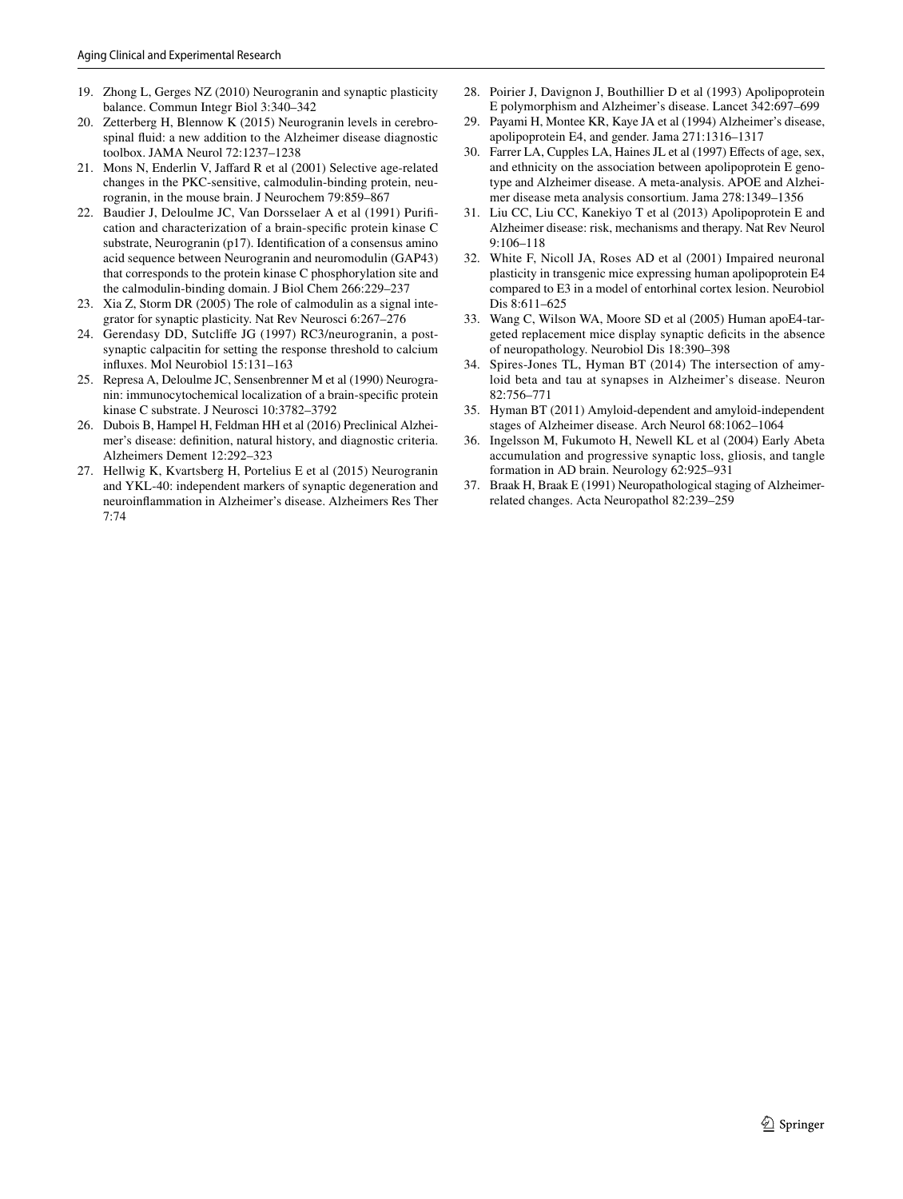19. Zhong L, Gerges NZ (2010) Neurogranin and synaptic plasticity balance. Commun Integr Biol 3:340–342
20. Zetterberg H, Blennow K (2015) Neurogranin levels in cerebrospinal fluid: a new addition to the Alzheimer disease diagnostic toolbox. JAMA Neurol 72:1237–1238
21. Mons N, Enderlin V, Jaffard R et al (2001) Selective age-related changes in the PKC-sensitive, calmodulin-binding protein, neurogranin, in the mouse brain. J Neurochem 79:859–867
22. Baudier J, Deloulme JC, Van Dorsselaer A et al (1991) Purification and characterization of a brain-specific protein kinase C substrate, Neurogranin (p17). Identification of a consensus amino acid sequence between Neurogranin and neuromodulin (GAP43) that corresponds to the protein kinase C phosphorylation site and the calmodulin-binding domain. J Biol Chem 266:229–237
23. Xia Z, Storm DR (2005) The role of calmodulin as a signal integrator for synaptic plasticity. Nat Rev Neurosci 6:267–276
24. Gerendasy DD, Sutcliffe JG (1997) RC3/neurogranin, a postsynaptic calpacitin for setting the response threshold to calcium influxes. Mol Neurobiol 15:131–163
25. Represa A, Deloulme JC, Sensenbrenner M et al (1990) Neurogranin: immunocytochemical localization of a brain-specific protein kinase C substrate. J Neurosci 10:3782–3792
26. Dubois B, Hampel H, Feldman HH et al (2016) Preclinical Alzheimer's disease: definition, natural history, and diagnostic criteria. Alzheimers Dement 12:292–323
27. Hellwig K, Kvartsberg H, Portelius E et al (2015) Neurogranin and YKL-40: independent markers of synaptic degeneration and neuroinflammation in Alzheimer's disease. Alzheimers Res Ther 7:74
28. Poirier J, Davignon J, Bouthillier D et al (1993) Apolipoprotein E polymorphism and Alzheimer's disease. Lancet 342:697–699
29. Payami H, Montee KR, Kaye JA et al (1994) Alzheimer's disease, apolipoprotein E4, and gender. Jama 271:1316–1317
30. Farrer LA, Cupples LA, Haines JL et al (1997) Effects of age, sex, and ethnicity on the association between apolipoprotein E genotype and Alzheimer disease. A meta-analysis. APOE and Alzheimer disease meta analysis consortium. Jama 278:1349–1356
31. Liu CC, Liu CC, Kanekiyo T et al (2013) Apolipoprotein E and Alzheimer disease: risk, mechanisms and therapy. Nat Rev Neurol 9:106–118
32. White F, Nicoll JA, Roses AD et al (2001) Impaired neuronal plasticity in transgenic mice expressing human apolipoprotein E4 compared to E3 in a model of entorhinal cortex lesion. Neurobiol Dis 8:611–625
33. Wang C, Wilson WA, Moore SD et al (2005) Human apoE4-targeted replacement mice display synaptic deficits in the absence of neuropathology. Neurobiol Dis 18:390–398
34. Spires-Jones TL, Hyman BT (2014) The intersection of amyloid beta and tau at synapses in Alzheimer's disease. Neuron 82:756–771
35. Hyman BT (2011) Amyloid-dependent and amyloid-independent stages of Alzheimer disease. Arch Neurol 68:1062–1064
36. Ingelsson M, Fukumoto H, Newell KL et al (2004) Early Abeta accumulation and progressive synaptic loss, gliosis, and tangle formation in AD brain. Neurology 62:925–931
37. Braak H, Braak E (1991) Neuropathological staging of Alzheimer-related changes. Acta Neuropathol 82:239–259